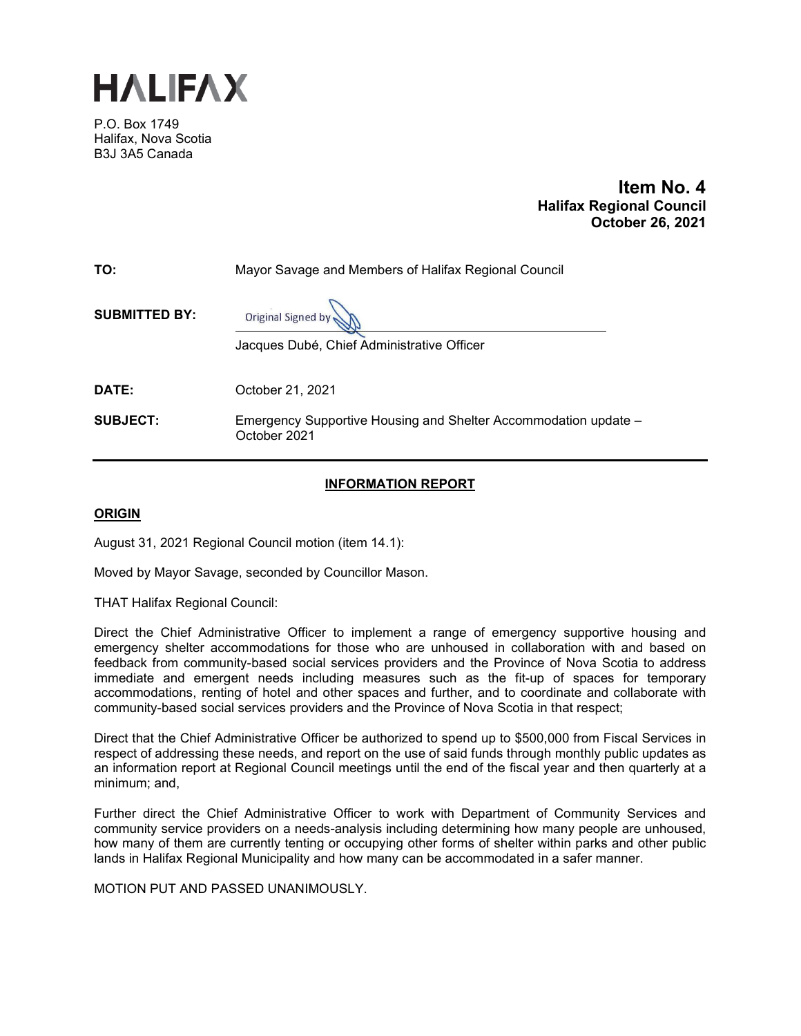# HALIFAX

P.O. Box 1749
Halifax, Nova Scotia
B3J 3A5 Canada

**Item No. 4**
**Halifax Regional Council**
**October 26, 2021**

| | |
|---|---|
| **TO:** | Mayor Savage and Members of Halifax Regional Council |
| **SUBMITTED BY:** | Original Signed by<br>Jacques Dubé, Chief Administrative Officer |
| **DATE:** | October 21, 2021 |
| **SUBJECT:** | Emergency Supportive Housing and Shelter Accommodation update – October 2021 |

## INFORMATION REPORT

### ORIGIN

August 31, 2021 Regional Council motion (item 14.1):

Moved by Mayor Savage, seconded by Councillor Mason.

THAT Halifax Regional Council:

Direct the Chief Administrative Officer to implement a range of emergency supportive housing and emergency shelter accommodations for those who are unhoused in collaboration with and based on feedback from community-based social services providers and the Province of Nova Scotia to address immediate and emergent needs including measures such as the fit-up of spaces for temporary accommodations, renting of hotel and other spaces and further, and to coordinate and collaborate with community-based social services providers and the Province of Nova Scotia in that respect;

Direct that the Chief Administrative Officer be authorized to spend up to $500,000 from Fiscal Services in respect of addressing these needs, and report on the use of said funds through monthly public updates as an information report at Regional Council meetings until the end of the fiscal year and then quarterly at a minimum; and,

Further direct the Chief Administrative Officer to work with Department of Community Services and community service providers on a needs-analysis including determining how many people are unhoused, how many of them are currently tenting or occupying other forms of shelter within parks and other public lands in Halifax Regional Municipality and how many can be accommodated in a safer manner.

MOTION PUT AND PASSED UNANIMOUSLY.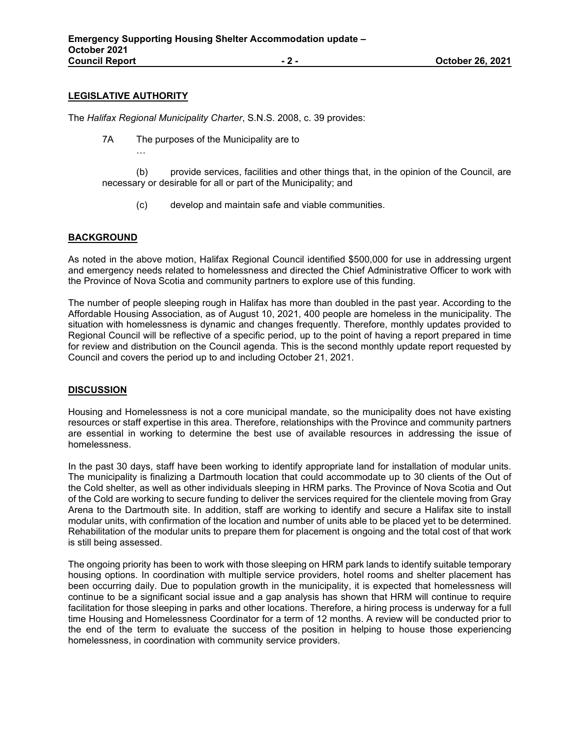## LEGISLATIVE AUTHORITY

The *Halifax Regional Municipality Charter*, S.N.S. 2008, c. 39 provides:

7A The purposes of the Municipality are to

…

(b) provide services, facilities and other things that, in the opinion of the Council, are necessary or desirable for all or part of the Municipality; and

(c) develop and maintain safe and viable communities.

## BACKGROUND

As noted in the above motion, Halifax Regional Council identified $500,000 for use in addressing urgent and emergency needs related to homelessness and directed the Chief Administrative Officer to work with the Province of Nova Scotia and community partners to explore use of this funding.

The number of people sleeping rough in Halifax has more than doubled in the past year. According to the Affordable Housing Association, as of August 10, 2021, 400 people are homeless in the municipality. The situation with homelessness is dynamic and changes frequently. Therefore, monthly updates provided to Regional Council will be reflective of a specific period, up to the point of having a report prepared in time for review and distribution on the Council agenda. This is the second monthly update report requested by Council and covers the period up to and including October 21, 2021.

## DISCUSSION

Housing and Homelessness is not a core municipal mandate, so the municipality does not have existing resources or staff expertise in this area. Therefore, relationships with the Province and community partners are essential in working to determine the best use of available resources in addressing the issue of homelessness.

In the past 30 days, staff have been working to identify appropriate land for installation of modular units. The municipality is finalizing a Dartmouth location that could accommodate up to 30 clients of the Out of the Cold shelter, as well as other individuals sleeping in HRM parks. The Province of Nova Scotia and Out of the Cold are working to secure funding to deliver the services required for the clientele moving from Gray Arena to the Dartmouth site. In addition, staff are working to identify and secure a Halifax site to install modular units, with confirmation of the location and number of units able to be placed yet to be determined. Rehabilitation of the modular units to prepare them for placement is ongoing and the total cost of that work is still being assessed.

The ongoing priority has been to work with those sleeping on HRM park lands to identify suitable temporary housing options. In coordination with multiple service providers, hotel rooms and shelter placement has been occurring daily. Due to population growth in the municipality, it is expected that homelessness will continue to be a significant social issue and a gap analysis has shown that HRM will continue to require facilitation for those sleeping in parks and other locations. Therefore, a hiring process is underway for a full time Housing and Homelessness Coordinator for a term of 12 months. A review will be conducted prior to the end of the term to evaluate the success of the position in helping to house those experiencing homelessness, in coordination with community service providers.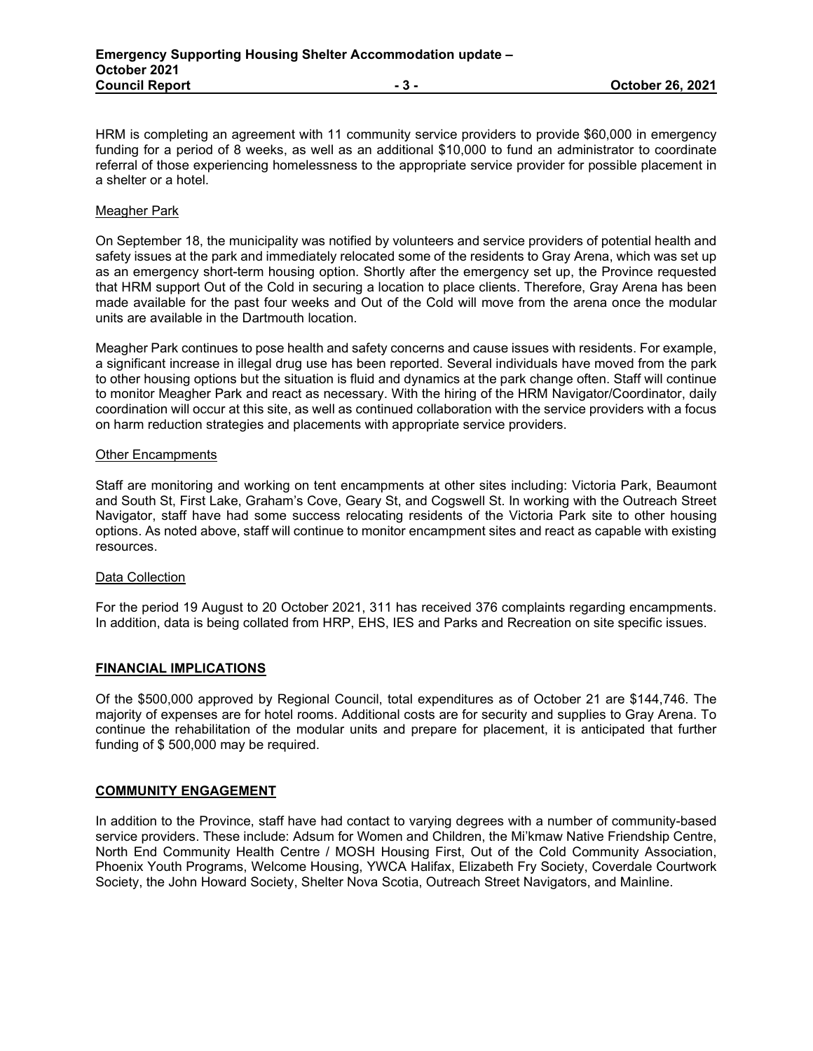HRM is completing an agreement with 11 community service providers to provide $60,000 in emergency funding for a period of 8 weeks, as well as an additional $10,000 to fund an administrator to coordinate referral of those experiencing homelessness to the appropriate service provider for possible placement in a shelter or a hotel.

Meagher Park

On September 18, the municipality was notified by volunteers and service providers of potential health and safety issues at the park and immediately relocated some of the residents to Gray Arena, which was set up as an emergency short-term housing option. Shortly after the emergency set up, the Province requested that HRM support Out of the Cold in securing a location to place clients. Therefore, Gray Arena has been made available for the past four weeks and Out of the Cold will move from the arena once the modular units are available in the Dartmouth location.

Meagher Park continues to pose health and safety concerns and cause issues with residents. For example, a significant increase in illegal drug use has been reported. Several individuals have moved from the park to other housing options but the situation is fluid and dynamics at the park change often. Staff will continue to monitor Meagher Park and react as necessary. With the hiring of the HRM Navigator/Coordinator, daily coordination will occur at this site, as well as continued collaboration with the service providers with a focus on harm reduction strategies and placements with appropriate service providers.

Other Encampments

Staff are monitoring and working on tent encampments at other sites including: Victoria Park, Beaumont and South St, First Lake, Graham's Cove, Geary St, and Cogswell St. In working with the Outreach Street Navigator, staff have had some success relocating residents of the Victoria Park site to other housing options. As noted above, staff will continue to monitor encampment sites and react as capable with existing resources.

Data Collection

For the period 19 August to 20 October 2021, 311 has received 376 complaints regarding encampments. In addition, data is being collated from HRP, EHS, IES and Parks and Recreation on site specific issues.

## FINANCIAL IMPLICATIONS

Of the $500,000 approved by Regional Council, total expenditures as of October 21 are $144,746. The majority of expenses are for hotel rooms. Additional costs are for security and supplies to Gray Arena. To continue the rehabilitation of the modular units and prepare for placement, it is anticipated that further funding of $ 500,000 may be required.

## COMMUNITY ENGAGEMENT

In addition to the Province, staff have had contact to varying degrees with a number of community-based service providers. These include: Adsum for Women and Children, the Mi'kmaw Native Friendship Centre, North End Community Health Centre / MOSH Housing First, Out of the Cold Community Association, Phoenix Youth Programs, Welcome Housing, YWCA Halifax, Elizabeth Fry Society, Coverdale Courtwork Society, the John Howard Society, Shelter Nova Scotia, Outreach Street Navigators, and Mainline.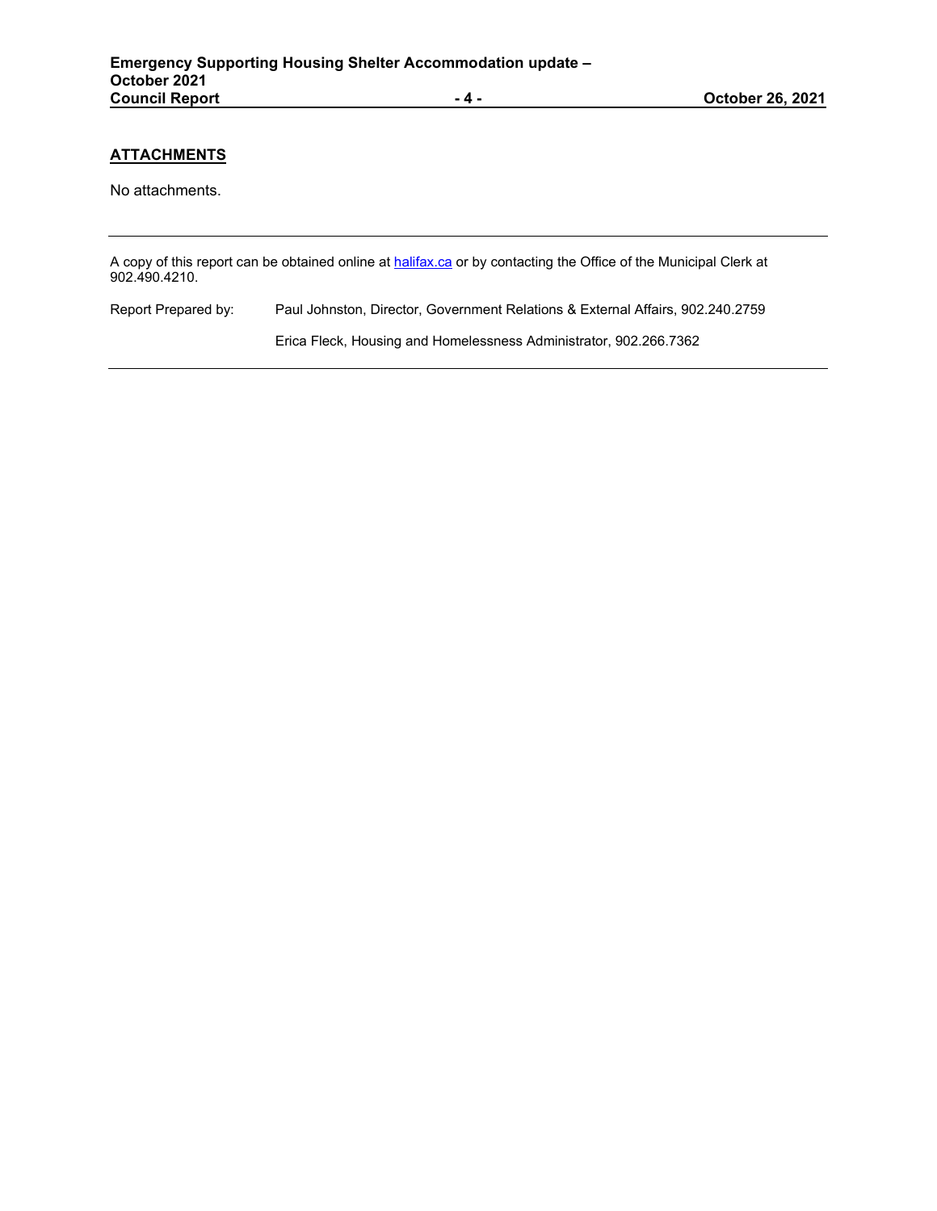## ATTACHMENTS

No attachments.

---

A copy of this report can be obtained online at [halifax.ca](halifax.ca) or by contacting the Office of the Municipal Clerk at 902.490.4210.

Report Prepared by: Paul Johnston, Director, Government Relations & External Affairs, 902.240.2759

Erica Fleck, Housing and Homelessness Administrator, 902.266.7362

---